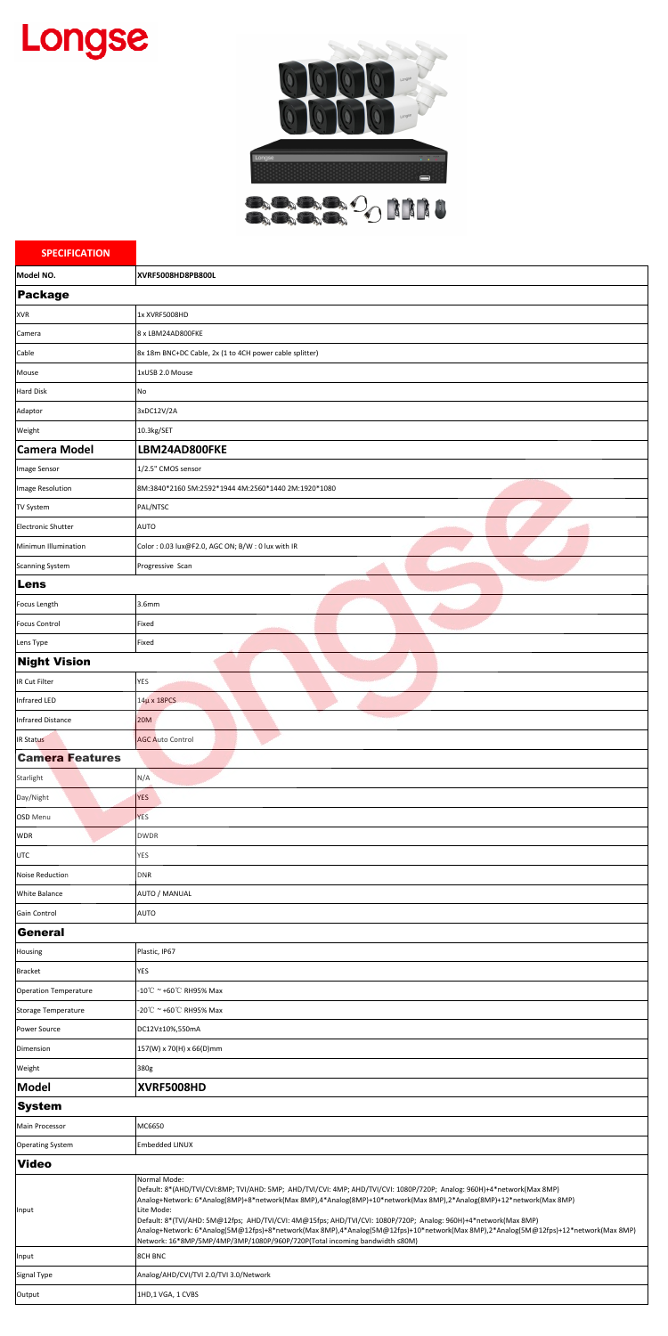# Longse

| SPECIFICATION | |
|---|---|
| Model NO. | XVRF5008HD8PB800L |
| **Package** | |
| XVR | 1x XVRF5008HD |
| Camera | 8 x LBM24AD800FKE |
| Cable | 8x 18m BNC+DC Cable, 2x (1 to 4CH power cable splitter) |
| Mouse | 1xUSB 2.0 Mouse |
| Hard Disk | No |
| Adaptor | 3xDC12V/2A |
| Weight | 10.3kg/SET |
| **Camera Model** | **LBM24AD800FKE** |
| Image Sensor | 1/2.5" CMOS sensor |
| Image Resolution | 8M:3840*2160 5M:2592*1944 4M:2560*1440 2M:1920*1080 |
| TV System | PAL/NTSC |
| Electronic Shutter | AUTO |
| Minimun Illumination | Color : 0.03 lux@F2.0, AGC ON; B/W : 0 lux with IR |
| Scanning System | Progressive Scan |
| **Lens** | |
| Focus Length | 3.6mm |
| Focus Control | Fixed |
| Lens Type | Fixed |
| **Night Vision** | |
| IR Cut Filter | YES |
| Infrared LED | 14μ x 18PCS |
| Infrared Distance | 20M |
| IR Status | AGC Auto Control |
| **Camera Features** | |
| Starlight | N/A |
| Day/Night | YES |
| OSD Menu | YES |
| WDR | DWDR |
| UTC | YES |
| Noise Reduction | DNR |
| White Balance | AUTO / MANUAL |
| Gain Control | AUTO |
| **General** | |
| Housing | Plastic, IP67 |
| Bracket | YES |
| Operation Temperature | -10℃ ~ +60℃ RH95% Max |
| Storage Temperature | -20℃ ~ +60℃ RH95% Max |
| Power Source | DC12V±10%,550mA |
| Dimension | 157(W) x 70(H) x 66(D)mm |
| Weight | 380g |
| **Model** | **XVRF5008HD** |
| **System** | |
| Main Processor | MC6650 |
| Operating System | Embedded LINUX |
| **Video** | |
| Input | Normal Mode:<br>Default: 8*(AHD/TVI/CVI:8MP; TVI/AHD: 5MP; AHD/TVI/CVI: 4MP; AHD/TVI/CVI: 1080P/720P; Analog: 960H)+4*network(Max 8MP)<br>Analog+Network: 6*Analog(8MP)+8*network(Max 8MP),4*Analog(8MP)+10*network(Max 8MP),2*Analog(8MP)+12*network(Max 8MP)<br>Lite Mode:<br>Default: 8*(TVI/AHD: 5M@12fps; AHD/TVI/CVI: 4M@15fps; AHD/TVI/CVI: 1080P/720P; Analog: 960H)+4*network(Max 8MP)<br>Analog+Network: 6*Analog(5M@12fps)+8*network(Max 8MP),4*Analog(5M@12fps)+10*network(Max 8MP),2*Analog(5M@12fps)+12*network(Max 8MP)<br>Network: 16*8MP/5MP/4MP/3MP/1080P/960P/720P(Total incoming bandwidth ≤80M) |
| Input | 8CH BNC |
| Signal Type | Analog/AHD/CVI/TVI 2.0/TVI 3.0/Network |
| Output | 1HD,1 VGA, 1 CVBS |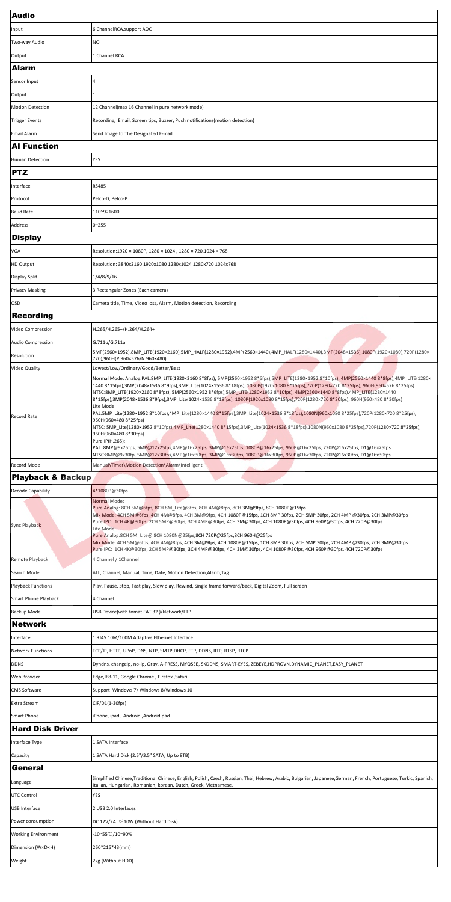| | |
|---|---|
| **Audio** | |
| Input | 6 ChannelRCA,support AOC |
| Two-way Audio | NO |
| Output | 1 Channel RCA |
| **Alarm** | |
| Sensor Input | 4 |
| Output | 1 |
| Motion Detection | 12 Channel(max 16 Channel in pure network mode) |
| Trigger Events | Recording, Email, Screen tips, Buzzer, Push notifications(motion detection) |
| Email Alarm | Send Image to The Designated E-mail |
| **AI Function** | |
| Human Detection | YES |
| **PTZ** | |
| Interface | RS485 |
| Protocol | Pelco-D, Pelco-P |
| Baud Rate | 110~921600 |
| Address | 0~255 |
| **Display** | |
| VGA | Resolution:1920 × 1080P, 1280 × 1024 , 1280 × 720,1024 × 768 |
| HD Output | Resolution: 3840x2160 1920x1080 1280x1024 1280x720 1024x768 |
| Display Split | 1/4/8/9/16 |
| Privacy Masking | 3 Rectangular Zones (Each camera) |
| OSD | Camera title, Time, Video loss, Alarm, Motion detection, Recording |
| **Recording** | |
| Video Compression | H.265/H.265+/H.264/H.264+ |
| Audio Compression | G.711u/G.711a |
| Resolution | 5MP(2560×1952),8MP_LITE(1920×2160),5MP_HALF(1280×1952),4MP(2560×1440),4MP_HALF(1280×1440),3MP(2048×1536),1080P(1920×1080),720P(1280×720),960H(P:960×576/N:960×480) |
| Video Quality | Lowest/Low/Ordinary/Good/Better/Best |
| Record Rate | Normal Mode: Analog:PAL:8MP_LITE(1920×2160 8*8fps), 5MP(2560×1952 8*6fps),5MP_LITE(1280×1952 8*10fps), 4MP(2560×1440 8*8fps),4MP_LITE(1280×1440 8*15fps),3MP(2048×1536 8*9fps),3MP_Lite(1024×1536 8*18fps), 1080P(1920x1080 8*15fps),720P(1280×720 8*25fps), 960H(960×576 8*25fps) NTSC:8MP_LITE(1920×2160 8*8fps), 5MP(2560×1952 8*6fps),5MP_LITE(1280×1952 8*10fps), 4MP(2560×1440 8*8fps),4MP_LITE(1280×1440 8*15fps),3MP(2048×1536 8*9fps),3MP_Lite(1024×1536 8*18fps), 1080P(1920x1080 8*15fps),720P(1280×720 8*30fps), 960H(960×480 8*30fps)<br>Lite Mode:<br>PAL:5MP_Lite(1280×1952 8*10fps),4MP_Lite(1280×1440 8*15fps),3MP_Lite(1024×1536 8*18fps),1080N(960x1080 8*25fps),720P(1280×720 8*25fps), 960H(960×480 8*25fps)<br>NTSC: 5MP_Lite(1280×1952 8*10fps),4MP_Lite(1280×1440 8*15fps),3MP_Lite(1024×1536 8*18fps),1080N(960x1080 8*25fps),720P(1280×720 8*25fps), 960H(960×480 8*30fps)<br>Pure IP(H.265):<br>PAL :8MP@9x25fps, 5MP@12x25fps,4MP@16x25fps, 3MP@16x25fps, 1080P@16x25fps, 960P@16x25fps, 720P@16x25fps, D1@16x25fps<br>NTSC:8MP@9x30fps, 5MP@12x30fps,4MP@16x30fps, 3MP@16x30fps, 1080P@16x30fps, 960P@16x30fps, 720P@16x30fps, D1@16x30fps |
| Record Mode | Manual\Timer\Motion Detection\Alarm\Intelligent |
| **Playback & Backup** | |
| Decode Capability | 4*1080P@30fps |
| Sync Playback | Normal Mode:<br>Pure Analog: 8CH 5M@6fps, 8CH 8M_Lite@8fps, 8CH 4M@8fps, 8CH 3M@9fps, 8CH 1080P@15fps<br>Mix Mode: 4CH 5M@6fps, 4CH 4M@8fps, 4CH 3M@9fps, 4CH 1080P@15fps, 1CH 8MP 30fps, 2CH 5MP 30fps, 2CH 4MP @30fps, 2CH 3MP@30fps<br>Pure IPC: 1CH 4K@30fps, 2CH 5MP@30fps, 3CH 4MP@30fps, 4CH 3MP@30fps, 4CH 1080P@30fps, 4CH 960P@30fps, 4CH 720P@30fps<br>Lite Mode:<br>Pure Analog:8CH 5M_Lite@ 8CH 1080N@25fps,8CH 720P@25fps,8CH 960H@25fps<br>Mix Mode: 4CH 5M@6fps, 4CH 4M@8fps, 4CH 3M@9fps, 4CH 1080P@15fps, 1CH 8MP 30fps, 2CH 5MP 30fps, 2CH 4MP @30fps, 2CH 3MP@30fps<br>Pure IPC: 1CH 4K@30fps, 2CH 5MP@30fps, 3CH 4MP@30fps, 4CH 3MP@30fps, 4CH 1080P@30fps, 4CH 960P@30fps, 4CH 720P@30fps |
| Remote Playback | 4 Channel / 1Channel |
| Search Mode | ALL, Channel, Manual, Time, Date, Motion Detection,Alarm,Tag |
| Playback Functions | Play, Pause, Stop, Fast play, Slow play, Rewind, Single frame forward/back, Digital Zoom, Full screen |
| Smart Phone Playback | 4 Channel |
| Backup Mode | USB Device(with fomat FAT 32 )/Network/FTP |
| **Network** | |
| Interface | 1 RJ45 10M/100M Adaptive Ethernet Interface |
| Network Functions | TCP/IP, HTTP, UPnP, DNS, NTP, SMTP,DHCP, FTP, DDNS, RTP, RTSP, RTCP |
| DDNS | Dyndns, changeip, no-ip, Oray, A-PRESS, MYQSEE, SKDDNS, SMART-EYES, ZEBEYE,HDPROVN,DYNAMIC_PLANET,EASY_PLANET |
| Web Browser | Edge,IE8-11, Google Chrome , Firefox ,Safari |
| CMS Software | Support Windows 7/ Windows 8/Windows 10 |
| Extra Stream | CIF/D1(1-30fps) |
| Smart Phone | iPhone, ipad, Android ,Android pad |
| **Hard Disk Driver** | |
| Interface Type | 1 SATA Interface |
| Capacity | 1 SATA Hard Disk (2.5"/3.5" SATA, Up to 8TB) |
| **General** | |
| Language | Simplified Chinese,Traditional Chinese, English, Polish, Czech, Russian, Thai, Hebrew, Arabic, Bulgarian, Japanese,German, French, Portuguese, Turkic, Spanish, Italian, Hungarian, Romanian, korean, Dutch, Greek, Vietnamese, |
| UTC Control | YES |
| USB Interface | 2 USB 2.0 Interfaces |
| Power consumption | DC 12V/2A ≤10W (Without Hard Disk) |
| Working Environment | -10~55℃/10~90% |
| Dimension (W×D×H) | 260*215*43(mm) |
| Weight | 2kg (Without HDD) |